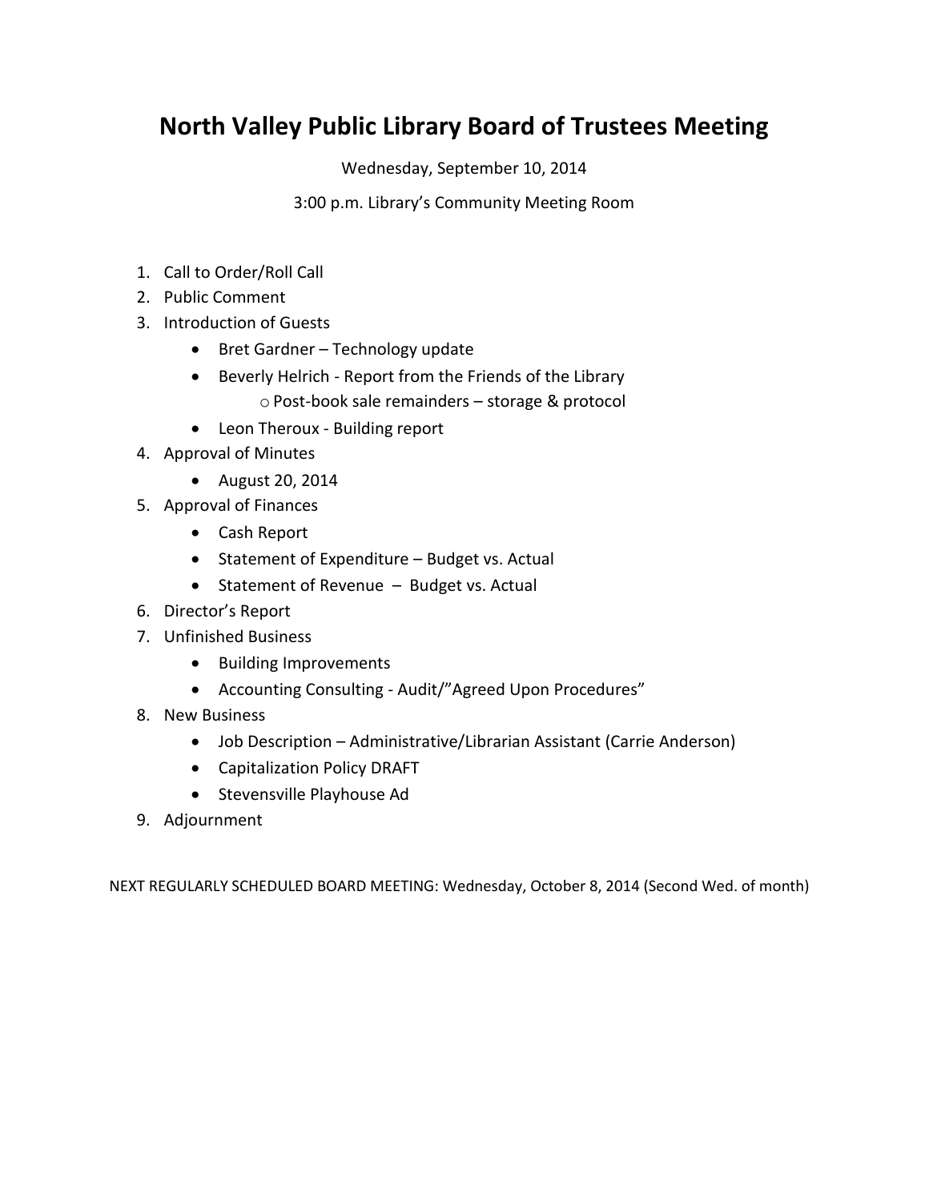# North Valley Public Library Board of Trustees Meeting

Wednesday, September 10, 2014

3:00 p.m. Library's Community Meeting Room

1. Call to Order/Roll Call
2. Public Comment
3. Introduction of Guests
   - Bret Gardner – Technology update
   - Beverly Helrich - Report from the Friends of the Library
     - Post-book sale remainders – storage & protocol
   - Leon Theroux - Building report
4. Approval of Minutes
   - August 20, 2014
5. Approval of Finances
   - Cash Report
   - Statement of Expenditure – Budget vs. Actual
   - Statement of Revenue – Budget vs. Actual
6. Director's Report
7. Unfinished Business
   - Building Improvements
   - Accounting Consulting - Audit/"Agreed Upon Procedures"
8. New Business
   - Job Description – Administrative/Librarian Assistant (Carrie Anderson)
   - Capitalization Policy DRAFT
   - Stevensville Playhouse Ad
9. Adjournment

NEXT REGULARLY SCHEDULED BOARD MEETING: Wednesday, October 8, 2014 (Second Wed. of month)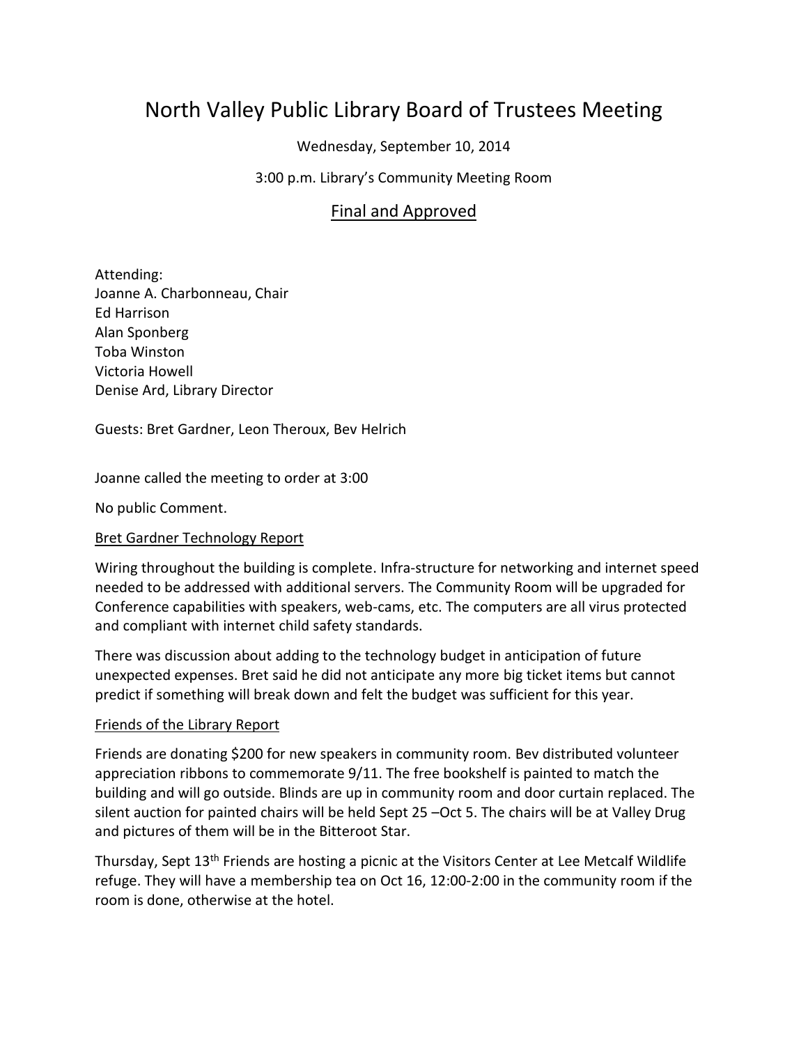# North Valley Public Library Board of Trustees Meeting

Wednesday, September 10, 2014

3:00 p.m. Library's Community Meeting Room

Final and Approved

Attending:
Joanne A. Charbonneau, Chair
Ed Harrison
Alan Sponberg
Toba Winston
Victoria Howell
Denise Ard, Library Director

Guests: Bret Gardner, Leon Theroux, Bev Helrich

Joanne called the meeting to order at 3:00

No public Comment.

Bret Gardner Technology Report

Wiring throughout the building is complete. Infra-structure for networking and internet speed needed to be addressed with additional servers. The Community Room will be upgraded for Conference capabilities with speakers, web-cams, etc. The computers are all virus protected and compliant with internet child safety standards.

There was discussion about adding to the technology budget in anticipation of future unexpected expenses. Bret said he did not anticipate any more big ticket items but cannot predict if something will break down and felt the budget was sufficient for this year.

Friends of the Library Report

Friends are donating $200 for new speakers in community room. Bev distributed volunteer appreciation ribbons to commemorate 9/11. The free bookshelf is painted to match the building and will go outside. Blinds are up in community room and door curtain replaced. The silent auction for painted chairs will be held Sept 25 –Oct 5. The chairs will be at Valley Drug and pictures of them will be in the Bitteroot Star.

Thursday, Sept 13th Friends are hosting a picnic at the Visitors Center at Lee Metcalf Wildlife refuge. They will have a membership tea on Oct 16, 12:00-2:00 in the community room if the room is done, otherwise at the hotel.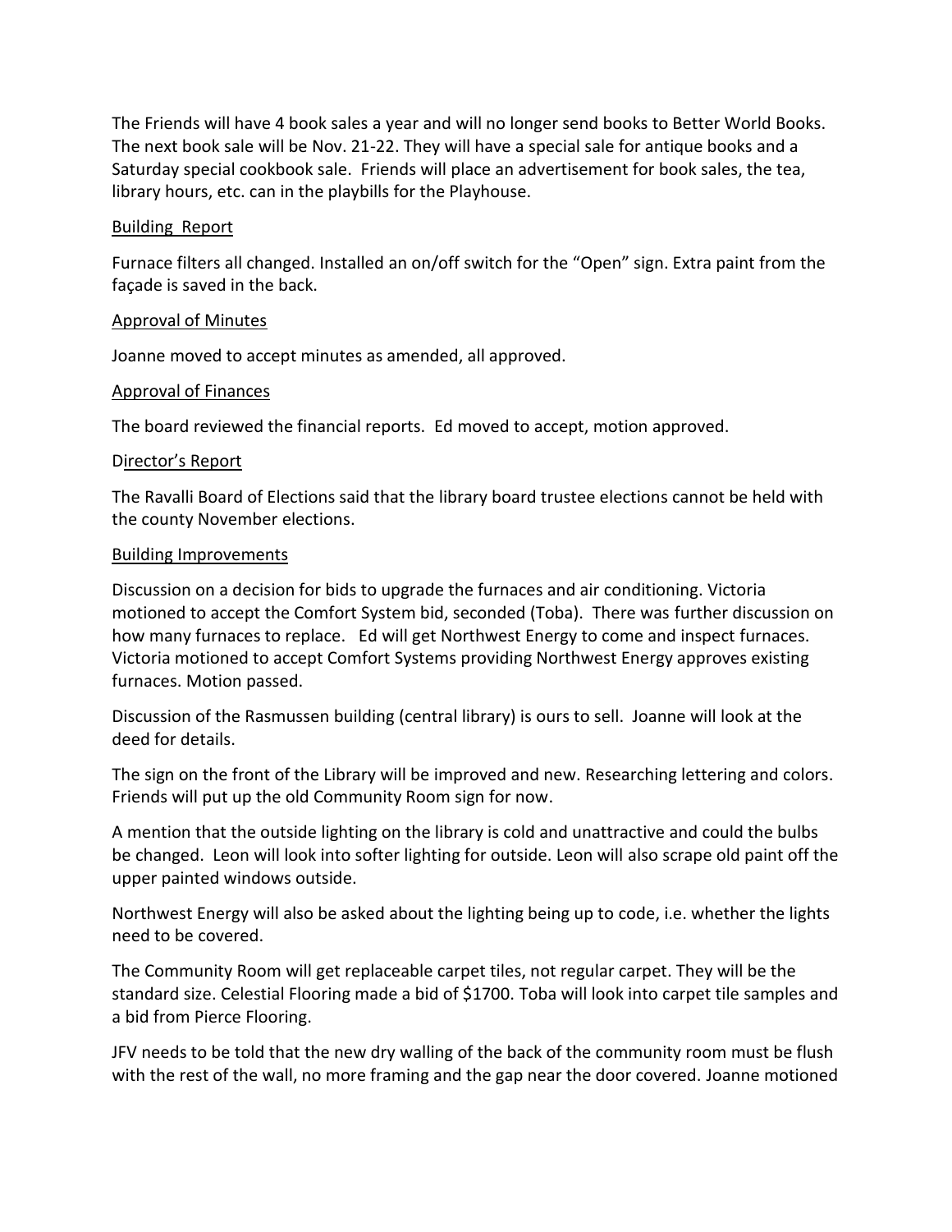The Friends will have 4 book sales a year and will no longer send books to Better World Books. The next book sale will be Nov. 21-22. They will have a special sale for antique books and a Saturday special cookbook sale. Friends will place an advertisement for book sales, the tea, library hours, etc. can in the playbills for the Playhouse.

<u>Building Report</u>

Furnace filters all changed. Installed an on/off switch for the "Open" sign. Extra paint from the façade is saved in the back.

<u>Approval of Minutes</u>

Joanne moved to accept minutes as amended, all approved.

<u>Approval of Finances</u>

The board reviewed the financial reports. Ed moved to accept, motion approved.

<u>Director's Report</u>

The Ravalli Board of Elections said that the library board trustee elections cannot be held with the county November elections.

<u>Building Improvements</u>

Discussion on a decision for bids to upgrade the furnaces and air conditioning. Victoria motioned to accept the Comfort System bid, seconded (Toba). There was further discussion on how many furnaces to replace. Ed will get Northwest Energy to come and inspect furnaces. Victoria motioned to accept Comfort Systems providing Northwest Energy approves existing furnaces. Motion passed.

Discussion of the Rasmussen building (central library) is ours to sell. Joanne will look at the deed for details.

The sign on the front of the Library will be improved and new. Researching lettering and colors. Friends will put up the old Community Room sign for now.

A mention that the outside lighting on the library is cold and unattractive and could the bulbs be changed. Leon will look into softer lighting for outside. Leon will also scrape old paint off the upper painted windows outside.

Northwest Energy will also be asked about the lighting being up to code, i.e. whether the lights need to be covered.

The Community Room will get replaceable carpet tiles, not regular carpet. They will be the standard size. Celestial Flooring made a bid of $1700. Toba will look into carpet tile samples and a bid from Pierce Flooring.

JFV needs to be told that the new dry walling of the back of the community room must be flush with the rest of the wall, no more framing and the gap near the door covered. Joanne motioned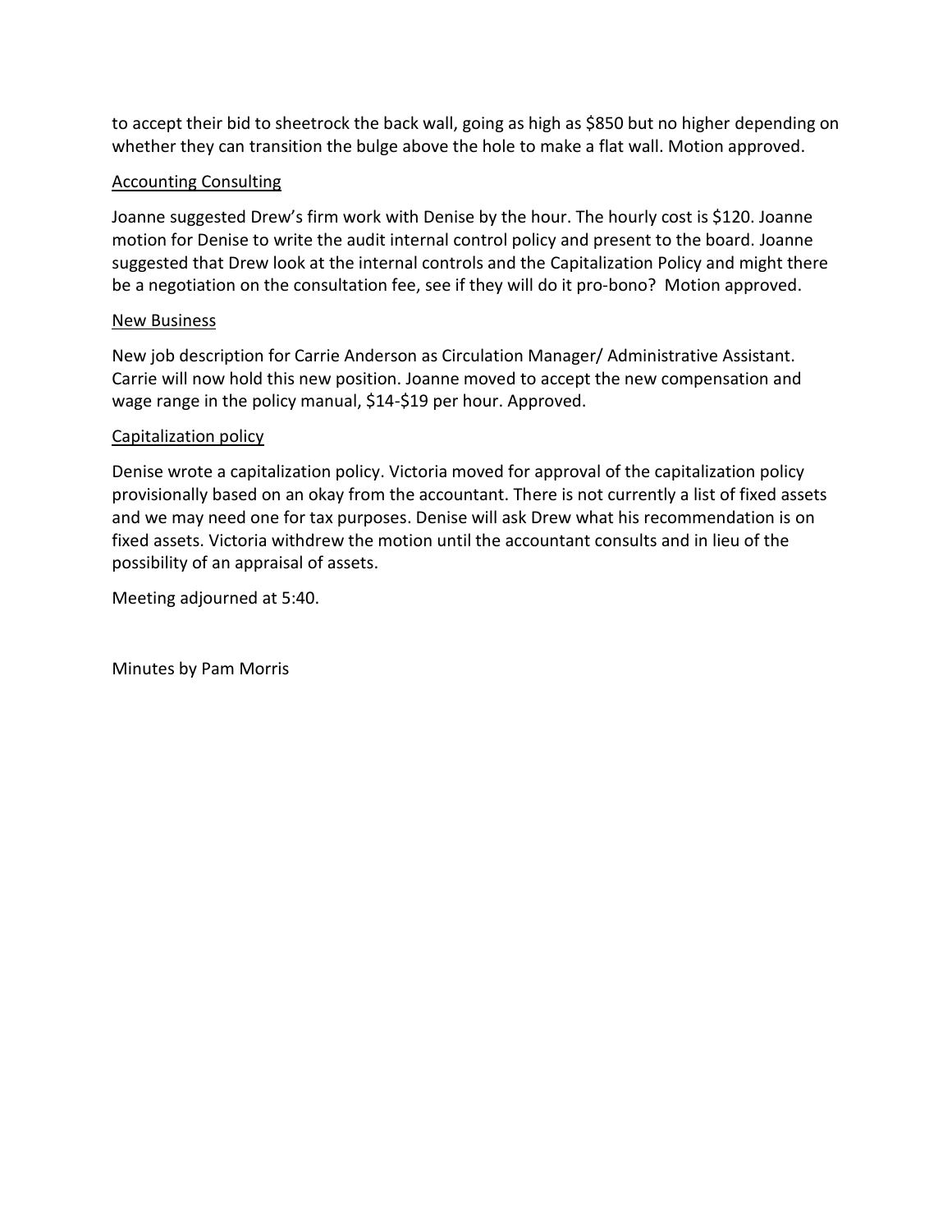to accept their bid to sheetrock the back wall, going as high as $850 but no higher depending on whether they can transition the bulge above the hole to make a flat wall. Motion approved.

Accounting Consulting

Joanne suggested Drew's firm work with Denise by the hour. The hourly cost is $120. Joanne motion for Denise to write the audit internal control policy and present to the board. Joanne suggested that Drew look at the internal controls and the Capitalization Policy and might there be a negotiation on the consultation fee, see if they will do it pro-bono? Motion approved.

New Business

New job description for Carrie Anderson as Circulation Manager/ Administrative Assistant. Carrie will now hold this new position. Joanne moved to accept the new compensation and wage range in the policy manual, $14-$19 per hour. Approved.

Capitalization policy

Denise wrote a capitalization policy. Victoria moved for approval of the capitalization policy provisionally based on an okay from the accountant. There is not currently a list of fixed assets and we may need one for tax purposes. Denise will ask Drew what his recommendation is on fixed assets. Victoria withdrew the motion until the accountant consults and in lieu of the possibility of an appraisal of assets.

Meeting adjourned at 5:40.

Minutes by Pam Morris